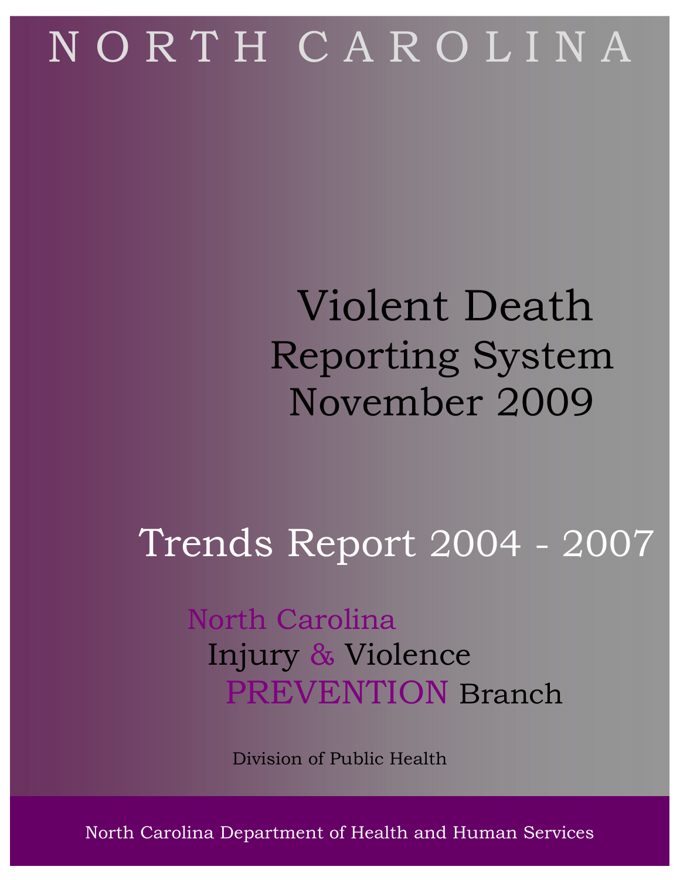NORTH CAROLINA

# Violent Death Reporting System November 2009

## Trends Report 2004 - 2007

North Carolina
Injury & Violence
PREVENTION Branch

Division of Public Health

North Carolina Department of Health and Human Services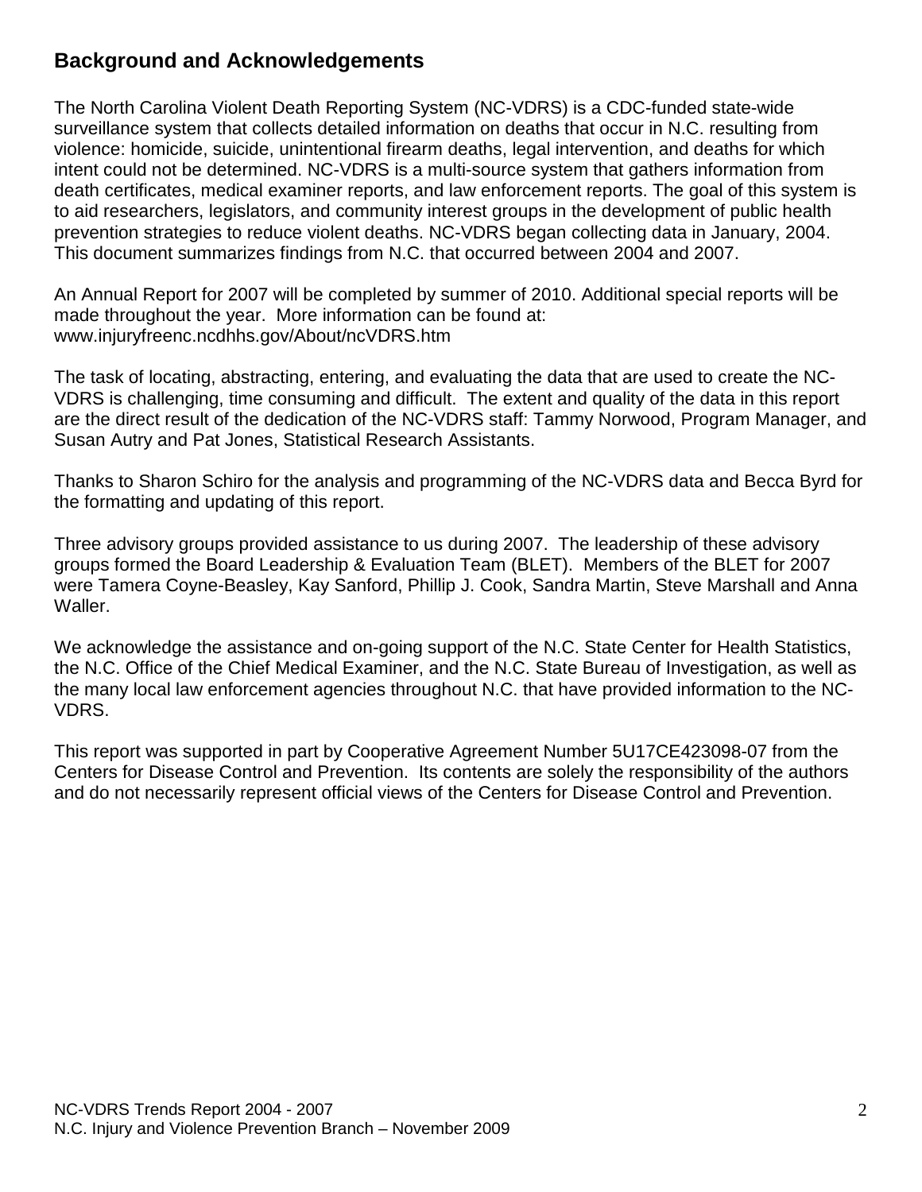## Background and Acknowledgements

The North Carolina Violent Death Reporting System (NC-VDRS) is a CDC-funded state-wide surveillance system that collects detailed information on deaths that occur in N.C. resulting from violence: homicide, suicide, unintentional firearm deaths, legal intervention, and deaths for which intent could not be determined. NC-VDRS is a multi-source system that gathers information from death certificates, medical examiner reports, and law enforcement reports. The goal of this system is to aid researchers, legislators, and community interest groups in the development of public health prevention strategies to reduce violent deaths. NC-VDRS began collecting data in January, 2004. This document summarizes findings from N.C. that occurred between 2004 and 2007.

An Annual Report for 2007 will be completed by summer of 2010. Additional special reports will be made throughout the year. More information can be found at: www.injuryfreenc.ncdhhs.gov/About/ncVDRS.htm

The task of locating, abstracting, entering, and evaluating the data that are used to create the NC-VDRS is challenging, time consuming and difficult. The extent and quality of the data in this report are the direct result of the dedication of the NC-VDRS staff: Tammy Norwood, Program Manager, and Susan Autry and Pat Jones, Statistical Research Assistants.

Thanks to Sharon Schiro for the analysis and programming of the NC-VDRS data and Becca Byrd for the formatting and updating of this report.

Three advisory groups provided assistance to us during 2007. The leadership of these advisory groups formed the Board Leadership & Evaluation Team (BLET). Members of the BLET for 2007 were Tamera Coyne-Beasley, Kay Sanford, Phillip J. Cook, Sandra Martin, Steve Marshall and Anna Waller.

We acknowledge the assistance and on-going support of the N.C. State Center for Health Statistics, the N.C. Office of the Chief Medical Examiner, and the N.C. State Bureau of Investigation, as well as the many local law enforcement agencies throughout N.C. that have provided information to the NC-VDRS.

This report was supported in part by Cooperative Agreement Number 5U17CE423098-07 from the Centers for Disease Control and Prevention. Its contents are solely the responsibility of the authors and do not necessarily represent official views of the Centers for Disease Control and Prevention.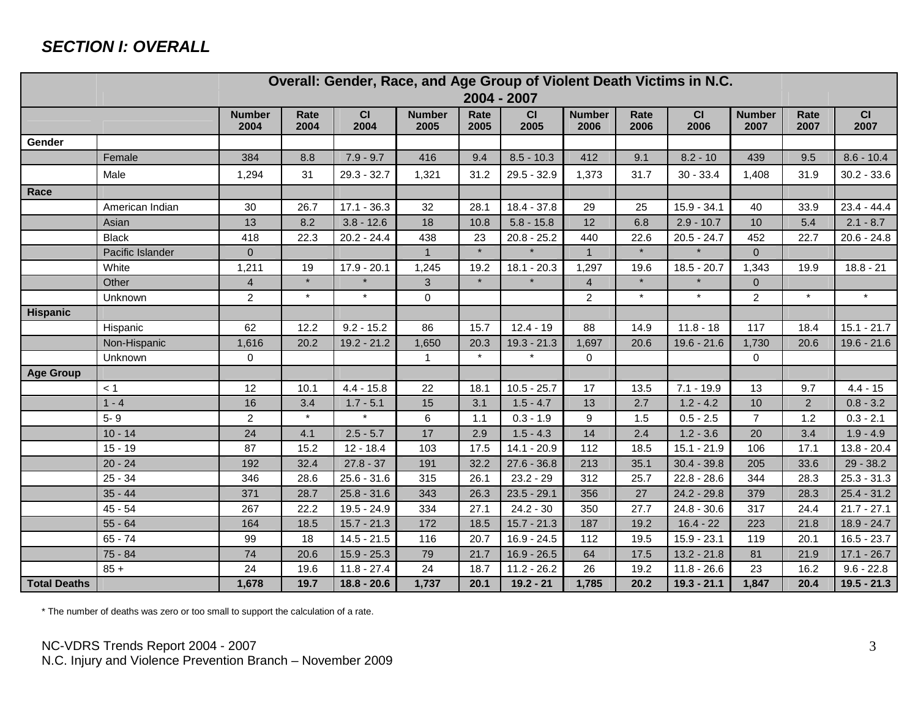## *SECTION I: OVERALL*

| | | Overall: Gender, Race, and Age Group of Violent Death Victims in N.C. 2004 - 2007 | | | | | | | | | | | |
|---|---|---|---|---|---|---|---|---|---|---|---|---|---|
| | | **Number 2004** | **Rate 2004** | **CI 2004** | **Number 2005** | **Rate 2005** | **CI 2005** | **Number 2006** | **Rate 2006** | **CI 2006** | **Number 2007** | **Rate 2007** | **CI 2007** |
| **Gender** | | | | | | | | | | | | | |
| | Female | 384 | 8.8 | 7.9 - 9.7 | 416 | 9.4 | 8.5 - 10.3 | 412 | 9.1 | 8.2 - 10 | 439 | 9.5 | 8.6 - 10.4 |
| | Male | 1,294 | 31 | 29.3 - 32.7 | 1,321 | 31.2 | 29.5 - 32.9 | 1,373 | 31.7 | 30 - 33.4 | 1,408 | 31.9 | 30.2 - 33.6 |
| **Race** | | | | | | | | | | | | | |
| | American Indian | 30 | 26.7 | 17.1 - 36.3 | 32 | 28.1 | 18.4 - 37.8 | 29 | 25 | 15.9 - 34.1 | 40 | 33.9 | 23.4 - 44.4 |
| | Asian | 13 | 8.2 | 3.8 - 12.6 | 18 | 10.8 | 5.8 - 15.8 | 12 | 6.8 | 2.9 - 10.7 | 10 | 5.4 | 2.1 - 8.7 |
| | Black | 418 | 22.3 | 20.2 - 24.4 | 438 | 23 | 20.8 - 25.2 | 440 | 22.6 | 20.5 - 24.7 | 452 | 22.7 | 20.6 - 24.8 |
| | Pacific Islander | 0 | | | 1 | * | * | 1 | * | * | 0 | | |
| | White | 1,211 | 19 | 17.9 - 20.1 | 1,245 | 19.2 | 18.1 - 20.3 | 1,297 | 19.6 | 18.5 - 20.7 | 1,343 | 19.9 | 18.8 - 21 |
| | Other | 4 | * | * | 3 | * | * | 4 | * | * | 0 | | |
| | Unknown | 2 | * | * | 0 | | | 2 | * | * | 2 | * | * |
| **Hispanic** | | | | | | | | | | | | | |
| | Hispanic | 62 | 12.2 | 9.2 - 15.2 | 86 | 15.7 | 12.4 - 19 | 88 | 14.9 | 11.8 - 18 | 117 | 18.4 | 15.1 - 21.7 |
| | Non-Hispanic | 1,616 | 20.2 | 19.2 - 21.2 | 1,650 | 20.3 | 19.3 - 21.3 | 1,697 | 20.6 | 19.6 - 21.6 | 1,730 | 20.6 | 19.6 - 21.6 |
| | Unknown | 0 | | | 1 | * | * | 0 | | | 0 | | |
| **Age Group** | | | | | | | | | | | | | |
| | < 1 | 12 | 10.1 | 4.4 - 15.8 | 22 | 18.1 | 10.5 - 25.7 | 17 | 13.5 | 7.1 - 19.9 | 13 | 9.7 | 4.4 - 15 |
| | 1 - 4 | 16 | 3.4 | 1.7 - 5.1 | 15 | 3.1 | 1.5 - 4.7 | 13 | 2.7 | 1.2 - 4.2 | 10 | 2 | 0.8 - 3.2 |
| | 5- 9 | 2 | * | * | 6 | 1.1 | 0.3 - 1.9 | 9 | 1.5 | 0.5 - 2.5 | 7 | 1.2 | 0.3 - 2.1 |
| | 10 - 14 | 24 | 4.1 | 2.5 - 5.7 | 17 | 2.9 | 1.5 - 4.3 | 14 | 2.4 | 1.2 - 3.6 | 20 | 3.4 | 1.9 - 4.9 |
| | 15 - 19 | 87 | 15.2 | 12 - 18.4 | 103 | 17.5 | 14.1 - 20.9 | 112 | 18.5 | 15.1 - 21.9 | 106 | 17.1 | 13.8 - 20.4 |
| | 20 - 24 | 192 | 32.4 | 27.8 - 37 | 191 | 32.2 | 27.6 - 36.8 | 213 | 35.1 | 30.4 - 39.8 | 205 | 33.6 | 29 - 38.2 |
| | 25 - 34 | 346 | 28.6 | 25.6 - 31.6 | 315 | 26.1 | 23.2 - 29 | 312 | 25.7 | 22.8 - 28.6 | 344 | 28.3 | 25.3 - 31.3 |
| | 35 - 44 | 371 | 28.7 | 25.8 - 31.6 | 343 | 26.3 | 23.5 - 29.1 | 356 | 27 | 24.2 - 29.8 | 379 | 28.3 | 25.4 - 31.2 |
| | 45 - 54 | 267 | 22.2 | 19.5 - 24.9 | 334 | 27.1 | 24.2 - 30 | 350 | 27.7 | 24.8 - 30.6 | 317 | 24.4 | 21.7 - 27.1 |
| | 55 - 64 | 164 | 18.5 | 15.7 - 21.3 | 172 | 18.5 | 15.7 - 21.3 | 187 | 19.2 | 16.4 - 22 | 223 | 21.8 | 18.9 - 24.7 |
| | 65 - 74 | 99 | 18 | 14.5 - 21.5 | 116 | 20.7 | 16.9 - 24.5 | 112 | 19.5 | 15.9 - 23.1 | 119 | 20.1 | 16.5 - 23.7 |
| | 75 - 84 | 74 | 20.6 | 15.9 - 25.3 | 79 | 21.7 | 16.9 - 26.5 | 64 | 17.5 | 13.2 - 21.8 | 81 | 21.9 | 17.1 - 26.7 |
| | 85 + | 24 | 19.6 | 11.8 - 27.4 | 24 | 18.7 | 11.2 - 26.2 | 26 | 19.2 | 11.8 - 26.6 | 23 | 16.2 | 9.6 - 22.8 |
| **Total Deaths** | | **1,678** | **19.7** | **18.8 - 20.6** | **1,737** | **20.1** | **19.2 - 21** | **1,785** | **20.2** | **19.3 - 21.1** | **1,847** | **20.4** | **19.5 - 21.3** |

* The number of deaths was zero or too small to support the calculation of a rate.

NC-VDRS Trends Report 2004 - 2007
N.C. Injury and Violence Prevention Branch – November 2009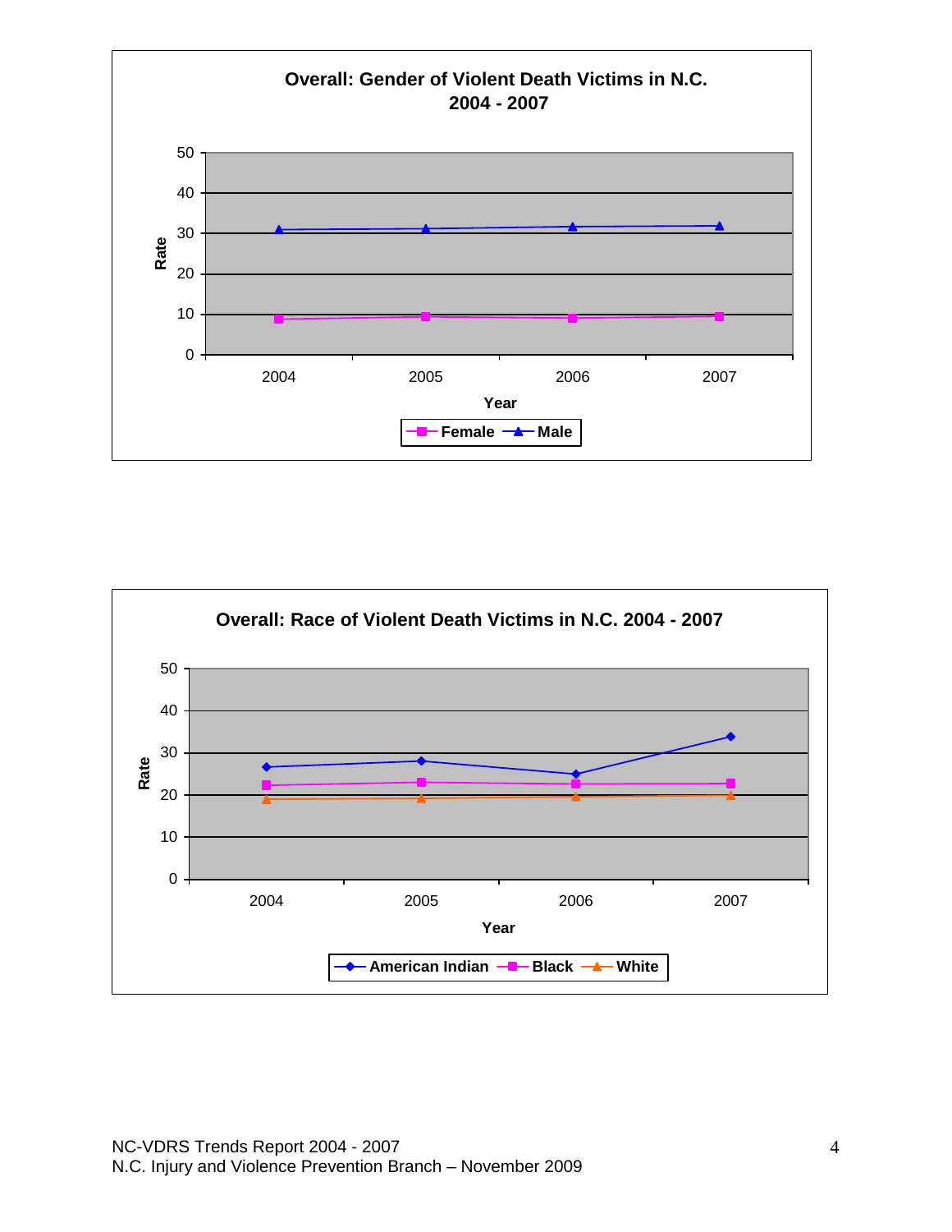**Overall: Gender of Violent Death Victims in N.C. 2004 - 2007**

Rate

50
40
30
20
10
0

2004 2005 2006 2007

Year

Female Male

**Overall: Race of Violent Death Victims in N.C. 2004 - 2007**

Rate

50
40
30
20
10
0

2004 2005 2006 2007

Year

American Indian Black White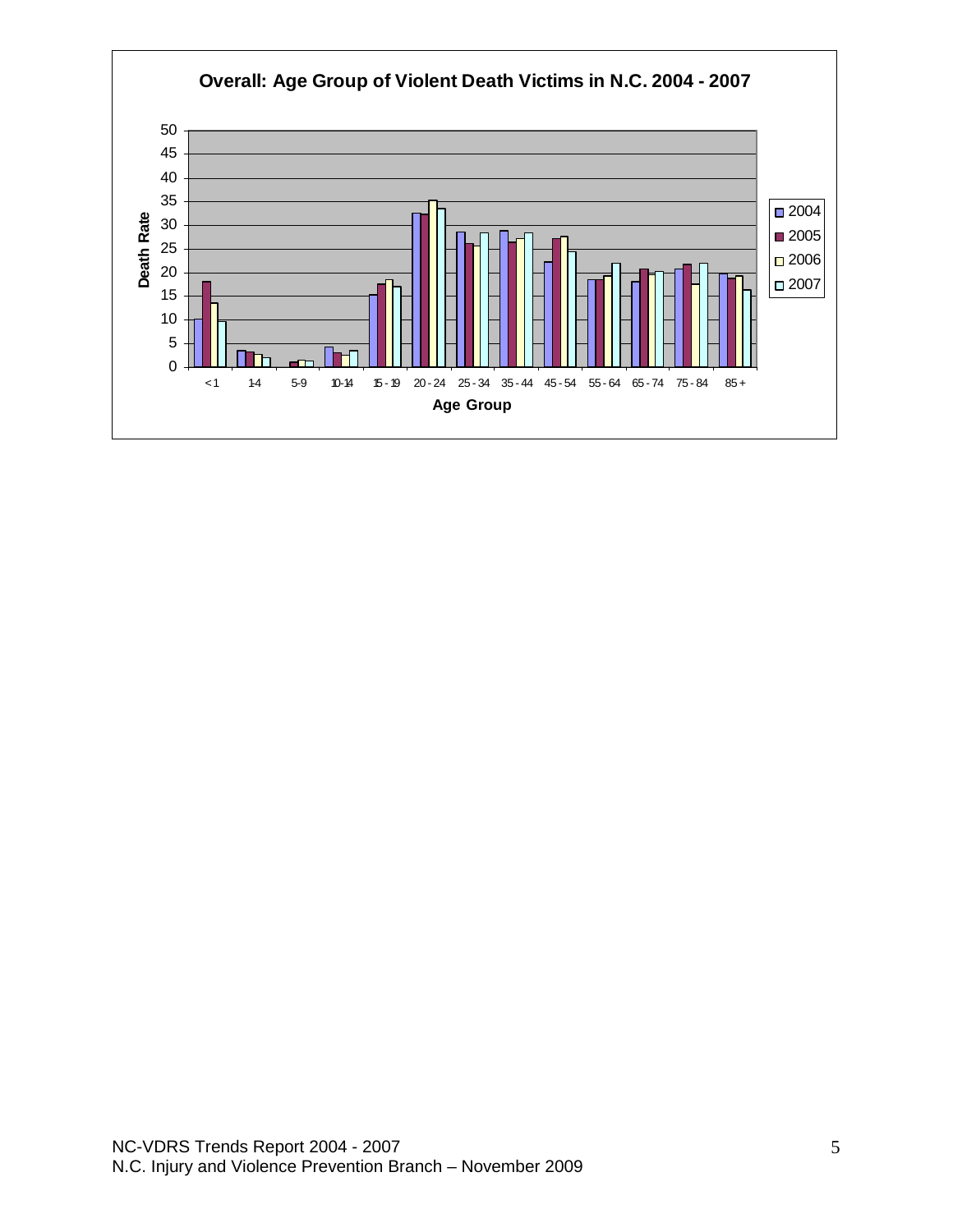**Overall: Age Group of Violent Death Victims in N.C. 2004 - 2007**

Death Rate

Age Group: < 1, 1-4, 5-9, 10-14, 15 - 19, 20 - 24, 25 - 34, 35 - 44, 45 - 54, 55 - 64, 65 - 74, 75 - 84, 85 +

Legend: 2004, 2005, 2006, 2007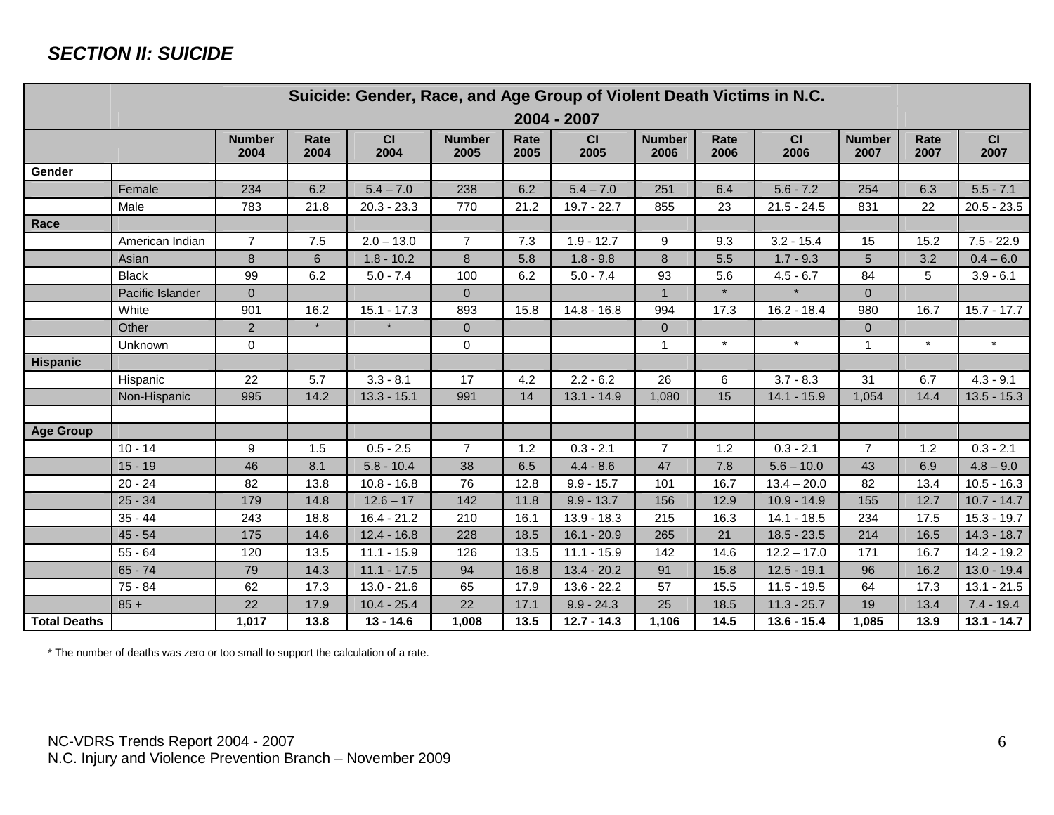## *SECTION II: SUICIDE*

| | | Suicide: Gender, Race, and Age Group of Violent Death Victims in N.C. 2004 - 2007 | | | | | | | | | | | |
|---|---|---|---|---|---|---|---|---|---|---|---|---|---|
| | | **Number 2004** | **Rate 2004** | **CI 2004** | **Number 2005** | **Rate 2005** | **CI 2005** | **Number 2006** | **Rate 2006** | **CI 2006** | **Number 2007** | **Rate 2007** | **CI 2007** |
| **Gender** | | | | | | | | | | | | | |
| | Female | 234 | 6.2 | 5.4 – 7.0 | 238 | 6.2 | 5.4 – 7.0 | 251 | 6.4 | 5.6 - 7.2 | 254 | 6.3 | 5.5 - 7.1 |
| | Male | 783 | 21.8 | 20.3 - 23.3 | 770 | 21.2 | 19.7 - 22.7 | 855 | 23 | 21.5 - 24.5 | 831 | 22 | 20.5 - 23.5 |
| **Race** | | | | | | | | | | | | | |
| | American Indian | 7 | 7.5 | 2.0 – 13.0 | 7 | 7.3 | 1.9 - 12.7 | 9 | 9.3 | 3.2 - 15.4 | 15 | 15.2 | 7.5 - 22.9 |
| | Asian | 8 | 6 | 1.8 - 10.2 | 8 | 5.8 | 1.8 - 9.8 | 8 | 5.5 | 1.7 - 9.3 | 5 | 3.2 | 0.4 – 6.0 |
| | Black | 99 | 6.2 | 5.0 - 7.4 | 100 | 6.2 | 5.0 - 7.4 | 93 | 5.6 | 4.5 - 6.7 | 84 | 5 | 3.9 - 6.1 |
| | Pacific Islander | 0 | | | 0 | | | 1 | * | * | 0 | | |
| | White | 901 | 16.2 | 15.1 - 17.3 | 893 | 15.8 | 14.8 - 16.8 | 994 | 17.3 | 16.2 - 18.4 | 980 | 16.7 | 15.7 - 17.7 |
| | Other | 2 | * | * | 0 | | | 0 | | | 0 | | |
| | Unknown | 0 | | | 0 | | | 1 | * | * | 1 | * | * |
| **Hispanic** | | | | | | | | | | | | | |
| | Hispanic | 22 | 5.7 | 3.3 - 8.1 | 17 | 4.2 | 2.2 - 6.2 | 26 | 6 | 3.7 - 8.3 | 31 | 6.7 | 4.3 - 9.1 |
| | Non-Hispanic | 995 | 14.2 | 13.3 - 15.1 | 991 | 14 | 13.1 - 14.9 | 1,080 | 15 | 14.1 - 15.9 | 1,054 | 14.4 | 13.5 - 15.3 |
| | | | | | | | | | | | | | |
| **Age Group** | | | | | | | | | | | | | |
| | 10 - 14 | 9 | 1.5 | 0.5 - 2.5 | 7 | 1.2 | 0.3 - 2.1 | 7 | 1.2 | 0.3 - 2.1 | 7 | 1.2 | 0.3 - 2.1 |
| | 15 - 19 | 46 | 8.1 | 5.8 - 10.4 | 38 | 6.5 | 4.4 - 8.6 | 47 | 7.8 | 5.6 – 10.0 | 43 | 6.9 | 4.8 – 9.0 |
| | 20 - 24 | 82 | 13.8 | 10.8 - 16.8 | 76 | 12.8 | 9.9 - 15.7 | 101 | 16.7 | 13.4 – 20.0 | 82 | 13.4 | 10.5 - 16.3 |
| | 25 - 34 | 179 | 14.8 | 12.6 – 17 | 142 | 11.8 | 9.9 - 13.7 | 156 | 12.9 | 10.9 - 14.9 | 155 | 12.7 | 10.7 - 14.7 |
| | 35 - 44 | 243 | 18.8 | 16.4 - 21.2 | 210 | 16.1 | 13.9 - 18.3 | 215 | 16.3 | 14.1 - 18.5 | 234 | 17.5 | 15.3 - 19.7 |
| | 45 - 54 | 175 | 14.6 | 12.4 - 16.8 | 228 | 18.5 | 16.1 - 20.9 | 265 | 21 | 18.5 - 23.5 | 214 | 16.5 | 14.3 - 18.7 |
| | 55 - 64 | 120 | 13.5 | 11.1 - 15.9 | 126 | 13.5 | 11.1 - 15.9 | 142 | 14.6 | 12.2 – 17.0 | 171 | 16.7 | 14.2 - 19.2 |
| | 65 - 74 | 79 | 14.3 | 11.1 - 17.5 | 94 | 16.8 | 13.4 - 20.2 | 91 | 15.8 | 12.5 - 19.1 | 96 | 16.2 | 13.0 - 19.4 |
| | 75 - 84 | 62 | 17.3 | 13.0 - 21.6 | 65 | 17.9 | 13.6 - 22.2 | 57 | 15.5 | 11.5 - 19.5 | 64 | 17.3 | 13.1 - 21.5 |
| | 85 + | 22 | 17.9 | 10.4 - 25.4 | 22 | 17.1 | 9.9 - 24.3 | 25 | 18.5 | 11.3 - 25.7 | 19 | 13.4 | 7.4 - 19.4 |
| **Total Deaths** | | **1,017** | **13.8** | **13 - 14.6** | **1,008** | **13.5** | **12.7 - 14.3** | **1,106** | **14.5** | **13.6 - 15.4** | **1,085** | **13.9** | **13.1 - 14.7** |

* The number of deaths was zero or too small to support the calculation of a rate.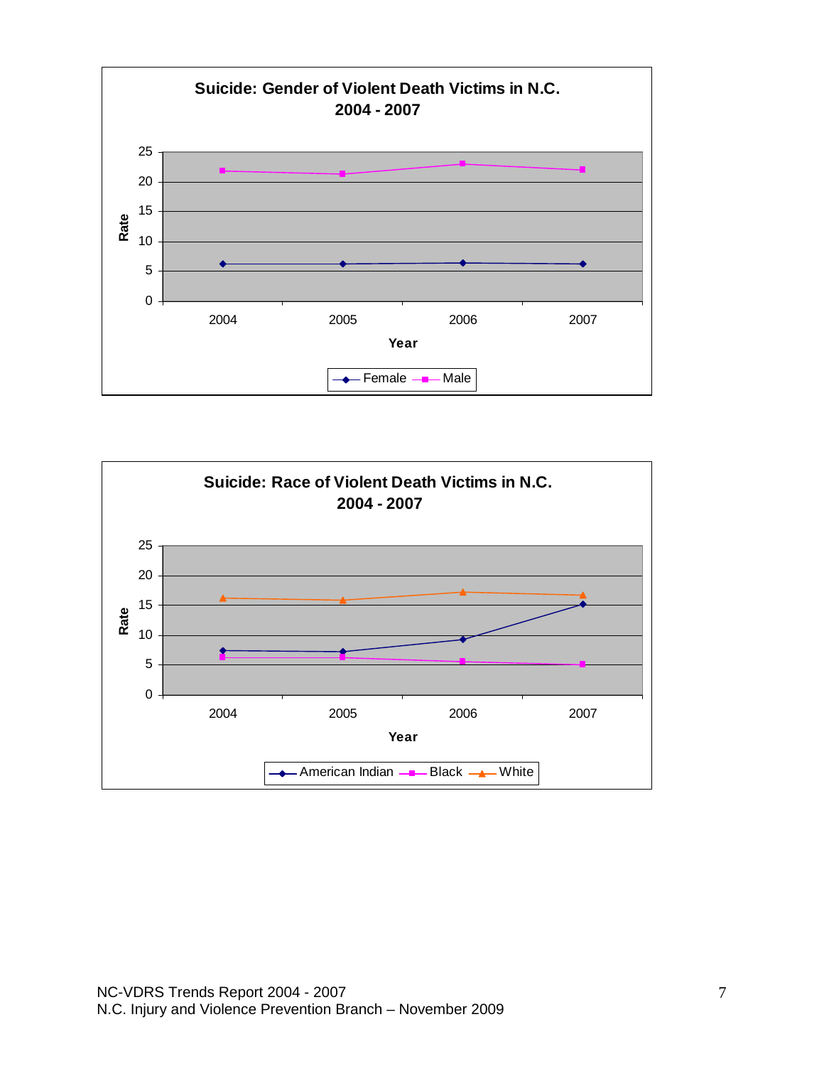**Suicide: Gender of Violent Death Victims in N.C.**
**2004 - 2007**

Rate

25
20
15
10
5
0

2004 2005 2006 2007

Year

Female Male

**Suicide: Race of Violent Death Victims in N.C.**
**2004 - 2007**

Rate

25
20
15
10
5
0

2004 2005 2006 2007

Year

American Indian Black White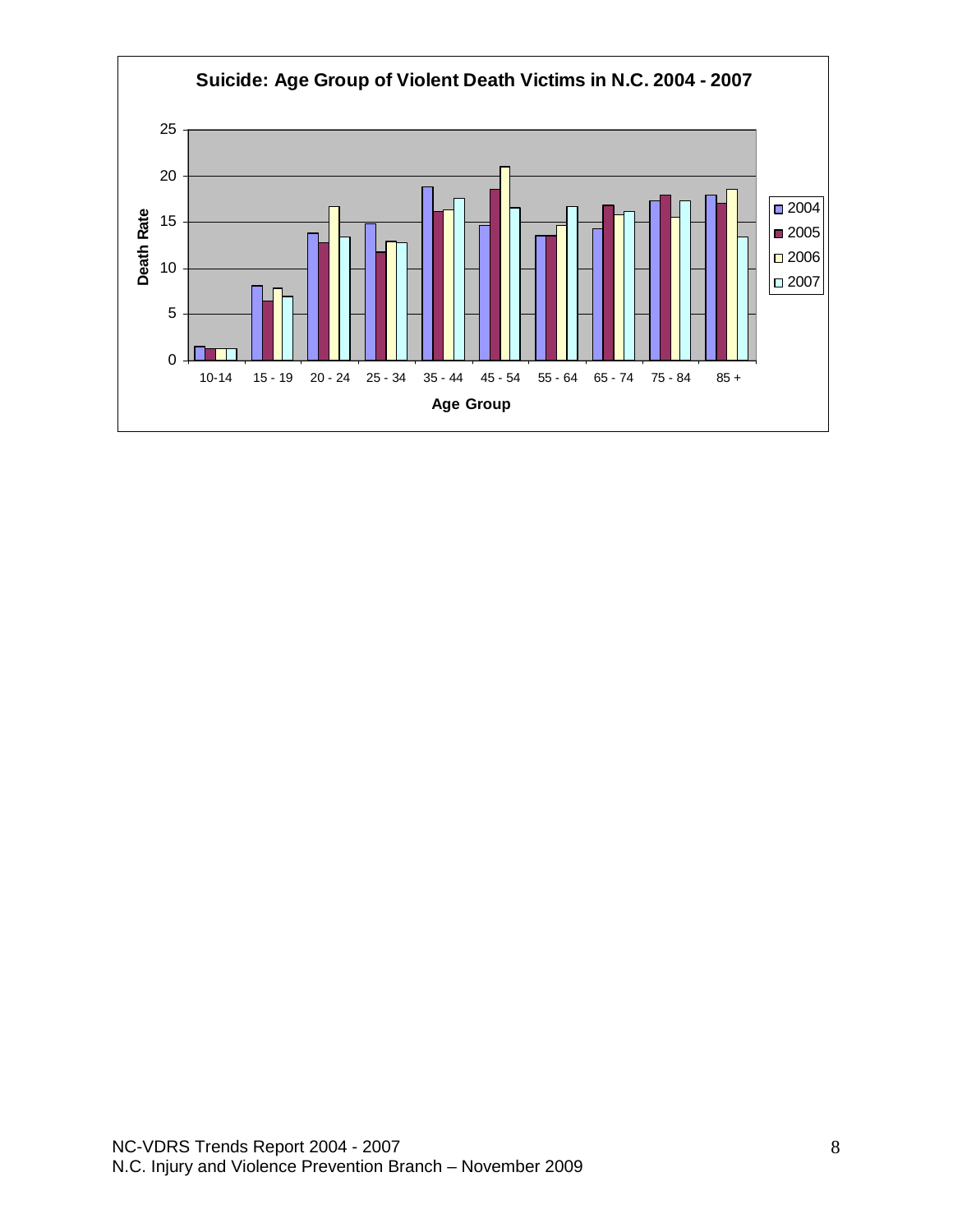**Suicide: Age Group of Violent Death Victims in N.C. 2004 - 2007**

Death Rate (y-axis, 0–25) by Age Group (x-axis): 10-14, 15 - 19, 20 - 24, 25 - 34, 35 - 44, 45 - 54, 55 - 64, 65 - 74, 75 - 84, 85 +

Legend: 2004, 2005, 2006, 2007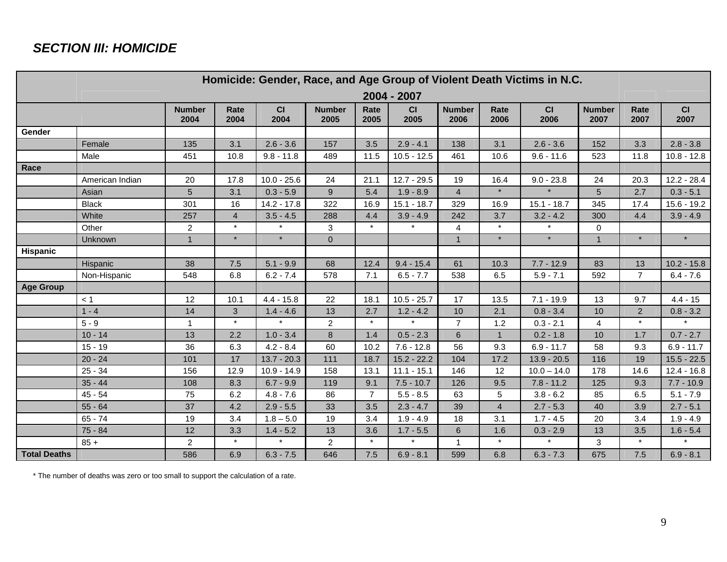## *SECTION III: HOMICIDE*

| Homicide: Gender, Race, and Age Group of Violent Death Victims in N.C. 2004 - 2007 | | | | | | | | | | | | | |
|---|---|---|---|---|---|---|---|---|---|---|---|---|---|
| | | Number 2004 | Rate 2004 | CI 2004 | Number 2005 | Rate 2005 | CI 2005 | Number 2006 | Rate 2006 | CI 2006 | Number 2007 | Rate 2007 | CI 2007 |
| **Gender** | | | | | | | | | | | | | |
| | Female | 135 | 3.1 | 2.6 - 3.6 | 157 | 3.5 | 2.9 - 4.1 | 138 | 3.1 | 2.6 - 3.6 | 152 | 3.3 | 2.8 - 3.8 |
| | Male | 451 | 10.8 | 9.8 - 11.8 | 489 | 11.5 | 10.5 - 12.5 | 461 | 10.6 | 9.6 - 11.6 | 523 | 11.8 | 10.8 - 12.8 |
| **Race** | | | | | | | | | | | | | |
| | American Indian | 20 | 17.8 | 10.0 - 25.6 | 24 | 21.1 | 12.7 - 29.5 | 19 | 16.4 | 9.0 - 23.8 | 24 | 20.3 | 12.2 - 28.4 |
| | Asian | 5 | 3.1 | 0.3 - 5.9 | 9 | 5.4 | 1.9 - 8.9 | 4 | * | * | 5 | 2.7 | 0.3 - 5.1 |
| | Black | 301 | 16 | 14.2 - 17.8 | 322 | 16.9 | 15.1 - 18.7 | 329 | 16.9 | 15.1 - 18.7 | 345 | 17.4 | 15.6 - 19.2 |
| | White | 257 | 4 | 3.5 - 4.5 | 288 | 4.4 | 3.9 - 4.9 | 242 | 3.7 | 3.2 - 4.2 | 300 | 4.4 | 3.9 - 4.9 |
| | Other | 2 | * | * | 3 | * | * | 4 | * | * | 0 | | |
| | Unknown | 1 | * | * | 0 | | | 1 | * | * | 1 | * | * |
| **Hispanic** | | | | | | | | | | | | | |
| | Hispanic | 38 | 7.5 | 5.1 - 9.9 | 68 | 12.4 | 9.4 - 15.4 | 61 | 10.3 | 7.7 - 12.9 | 83 | 13 | 10.2 - 15.8 |
| | Non-Hispanic | 548 | 6.8 | 6.2 - 7.4 | 578 | 7.1 | 6.5 - 7.7 | 538 | 6.5 | 5.9 - 7.1 | 592 | 7 | 6.4 - 7.6 |
| **Age Group** | | | | | | | | | | | | | |
| | < 1 | 12 | 10.1 | 4.4 - 15.8 | 22 | 18.1 | 10.5 - 25.7 | 17 | 13.5 | 7.1 - 19.9 | 13 | 9.7 | 4.4 - 15 |
| | 1 - 4 | 14 | 3 | 1.4 - 4.6 | 13 | 2.7 | 1.2 - 4.2 | 10 | 2.1 | 0.8 - 3.4 | 10 | 2 | 0.8 - 3.2 |
| | 5 - 9 | 1 | * | * | 2 | * | * | 7 | 1.2 | 0.3 - 2.1 | 4 | * | * |
| | 10 - 14 | 13 | 2.2 | 1.0 - 3.4 | 8 | 1.4 | 0.5 - 2.3 | 6 | 1 | 0.2 - 1.8 | 10 | 1.7 | 0.7 - 2.7 |
| | 15 - 19 | 36 | 6.3 | 4.2 - 8.4 | 60 | 10.2 | 7.6 - 12.8 | 56 | 9.3 | 6.9 - 11.7 | 58 | 9.3 | 6.9 - 11.7 |
| | 20 - 24 | 101 | 17 | 13.7 - 20.3 | 111 | 18.7 | 15.2 - 22.2 | 104 | 17.2 | 13.9 - 20.5 | 116 | 19 | 15.5 - 22.5 |
| | 25 - 34 | 156 | 12.9 | 10.9 - 14.9 | 158 | 13.1 | 11.1 - 15.1 | 146 | 12 | 10.0 – 14.0 | 178 | 14.6 | 12.4 - 16.8 |
| | 35 - 44 | 108 | 8.3 | 6.7 - 9.9 | 119 | 9.1 | 7.5 - 10.7 | 126 | 9.5 | 7.8 - 11.2 | 125 | 9.3 | 7.7 - 10.9 |
| | 45 - 54 | 75 | 6.2 | 4.8 - 7.6 | 86 | 7 | 5.5 - 8.5 | 63 | 5 | 3.8 - 6.2 | 85 | 6.5 | 5.1 - 7.9 |
| | 55 - 64 | 37 | 4.2 | 2.9 - 5.5 | 33 | 3.5 | 2.3 - 4.7 | 39 | 4 | 2.7 - 5.3 | 40 | 3.9 | 2.7 - 5.1 |
| | 65 - 74 | 19 | 3.4 | 1.8 – 5.0 | 19 | 3.4 | 1.9 - 4.9 | 18 | 3.1 | 1.7 - 4.5 | 20 | 3.4 | 1.9 - 4.9 |
| | 75 - 84 | 12 | 3.3 | 1.4 - 5.2 | 13 | 3.6 | 1.7 - 5.5 | 6 | 1.6 | 0.3 - 2.9 | 13 | 3.5 | 1.6 - 5.4 |
| | 85 + | 2 | * | * | 2 | * | * | 1 | * | * | 3 | * | * |
| **Total Deaths** | | 586 | 6.9 | 6.3 - 7.5 | 646 | 7.5 | 6.9 - 8.1 | 599 | 6.8 | 6.3 - 7.3 | 675 | 7.5 | 6.9 - 8.1 |

* The number of deaths was zero or too small to support the calculation of a rate.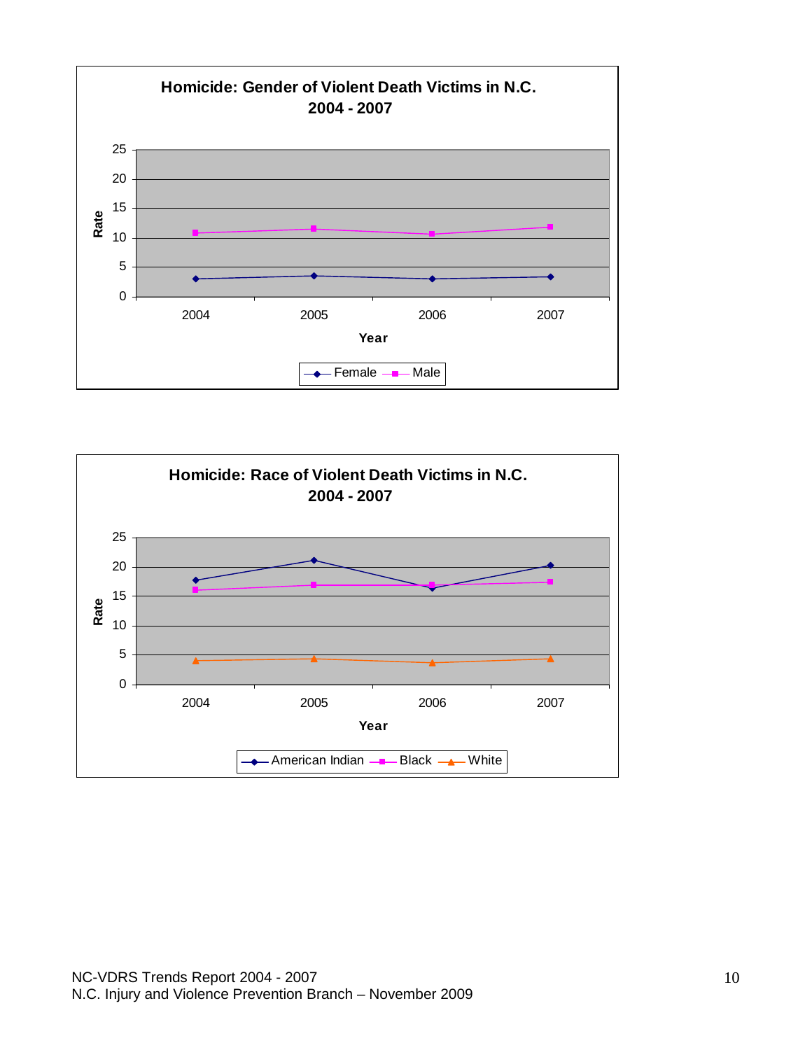**Homicide: Gender of Violent Death Victims in N.C.**
**2004 - 2007**

Rate

25
20
15
10
5
0

2004 2005 2006 2007

Year

Female Male

**Homicide: Race of Violent Death Victims in N.C.**
**2004 - 2007**

Rate

25
20
15
10
5
0

2004 2005 2006 2007

Year

American Indian Black White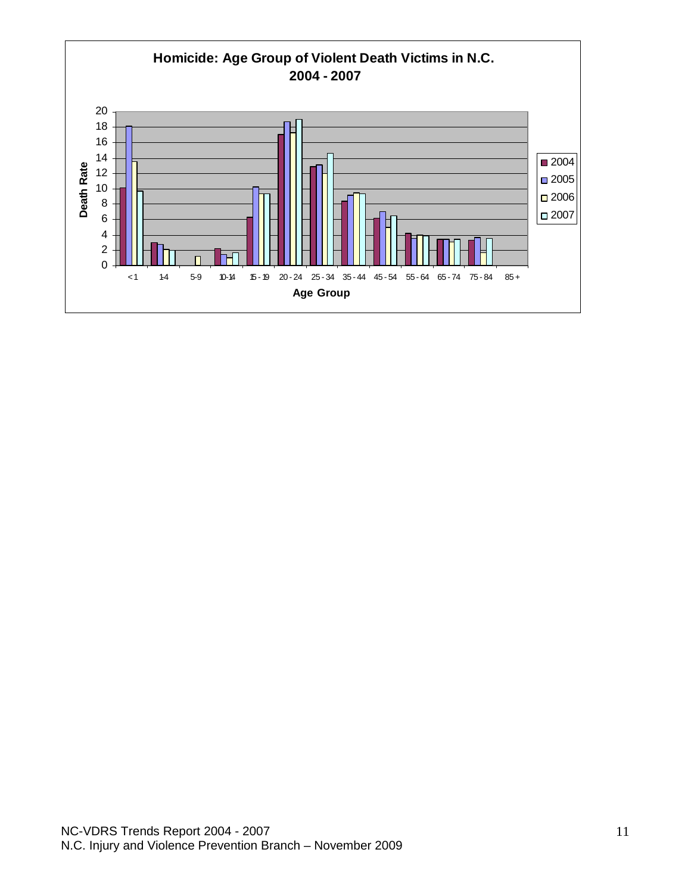**Homicide: Age Group of Violent Death Victims in N.C. 2004 - 2007**

Death Rate

Age Group: < 1, 1-4, 5-9, 10-14, 15 - 19, 20 - 24, 25 - 34, 35 - 44, 45 - 54, 55 - 64, 65 - 74, 75 - 84, 85 +

Legend: 2004, 2005, 2006, 2007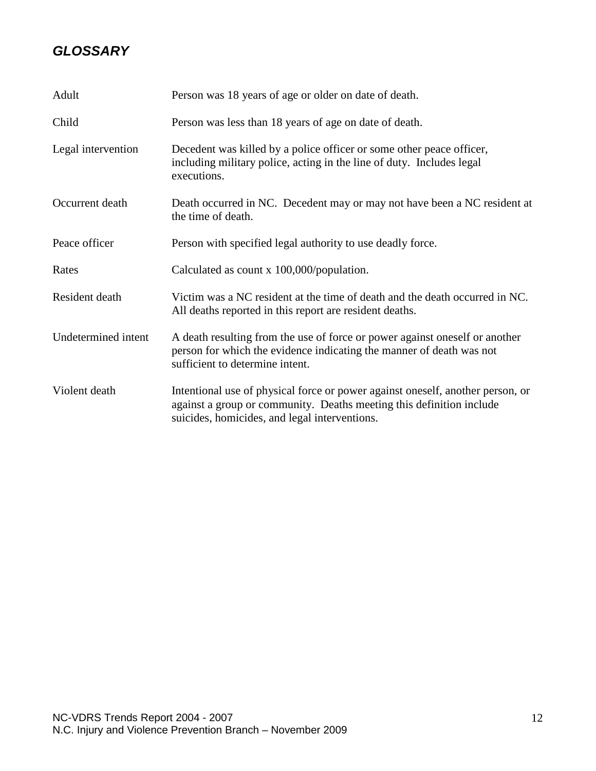## *GLOSSARY*

| | |
|---|---|
| Adult | Person was 18 years of age or older on date of death. |
| Child | Person was less than 18 years of age on date of death. |
| Legal intervention | Decedent was killed by a police officer or some other peace officer, including military police, acting in the line of duty. Includes legal executions. |
| Occurrent death | Death occurred in NC. Decedent may or may not have been a NC resident at the time of death. |
| Peace officer | Person with specified legal authority to use deadly force. |
| Rates | Calculated as count x 100,000/population. |
| Resident death | Victim was a NC resident at the time of death and the death occurred in NC. All deaths reported in this report are resident deaths. |
| Undetermined intent | A death resulting from the use of force or power against oneself or another person for which the evidence indicating the manner of death was not sufficient to determine intent. |
| Violent death | Intentional use of physical force or power against oneself, another person, or against a group or community. Deaths meeting this definition include suicides, homicides, and legal interventions. |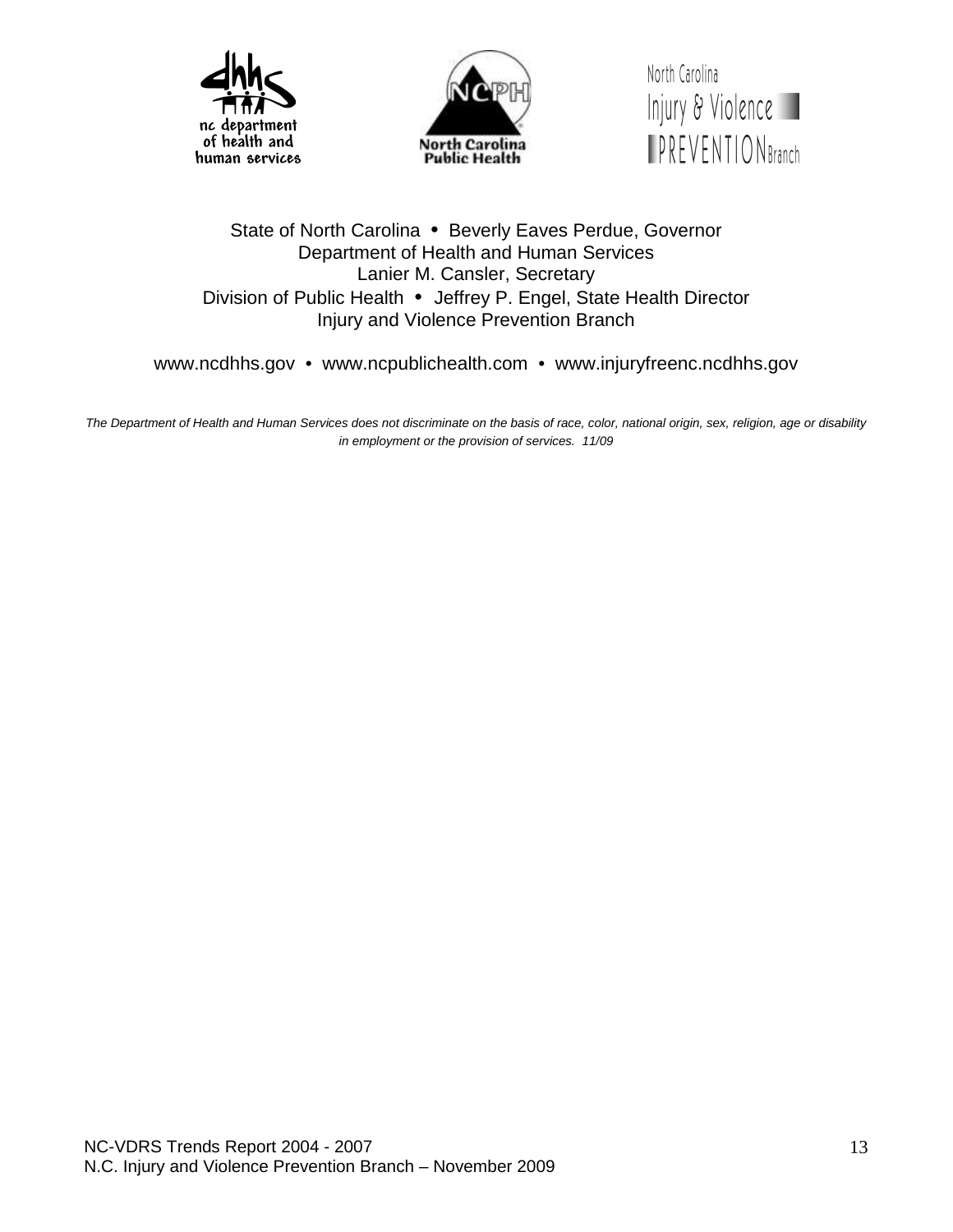State of North Carolina • Beverly Eaves Perdue, Governor
Department of Health and Human Services
Lanier M. Cansler, Secretary
Division of Public Health • Jeffrey P. Engel, State Health Director
Injury and Violence Prevention Branch

www.ncdhhs.gov • www.ncpublichealth.com • www.injuryfreenc.ncdhhs.gov

*The Department of Health and Human Services does not discriminate on the basis of race, color, national origin, sex, religion, age or disability in employment or the provision of services. 11/09*